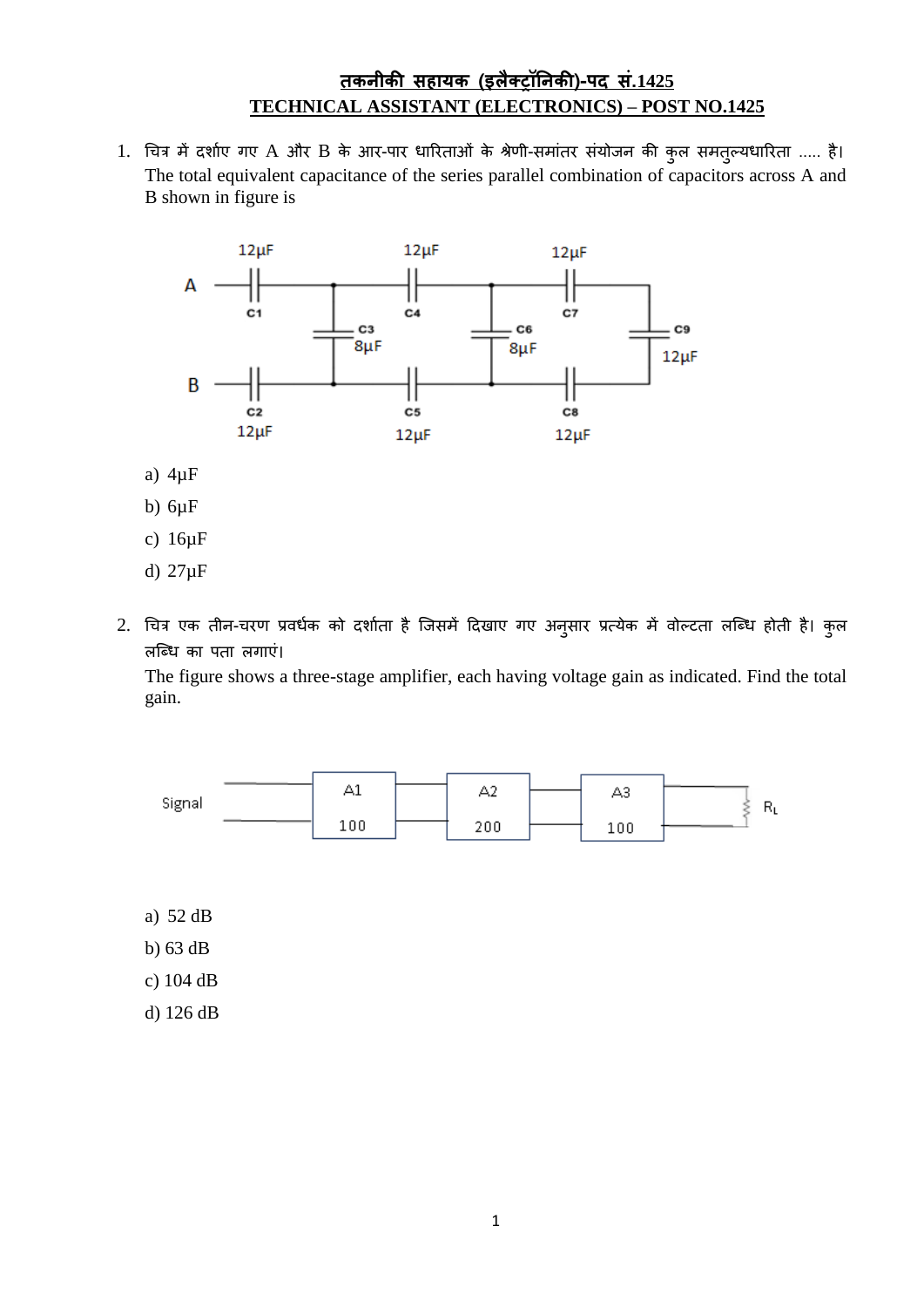## तकनीकी सहायक (इलैक्ट्रॉनिकी)-पद सं.1425
## TECHNICAL ASSISTANT (ELECTRONICS) – POST NO.1425

1. चित्र में दर्शाए गए A और B के आर-पार धारिताओं के श्रेणी-समांतर संयोजन की कुल समतुल्यधारिता ..... है।
   The total equivalent capacitance of the series parallel combination of capacitors across A and B shown in figure is

   a) 4μF

   b) 6μF

   c) 16μF

   d) 27μF

2. चित्र एक तीन-चरण प्रवर्धक को दर्शाता है जिसमें दिखाए गए अनुसार प्रत्येक में वोल्टता लब्धि होती है। कुल लब्धि का पता लगाएं।
   The figure shows a three-stage amplifier, each having voltage gain as indicated. Find the total gain.

   a) 52 dB

   b) 63 dB

   c) 104 dB

   d) 126 dB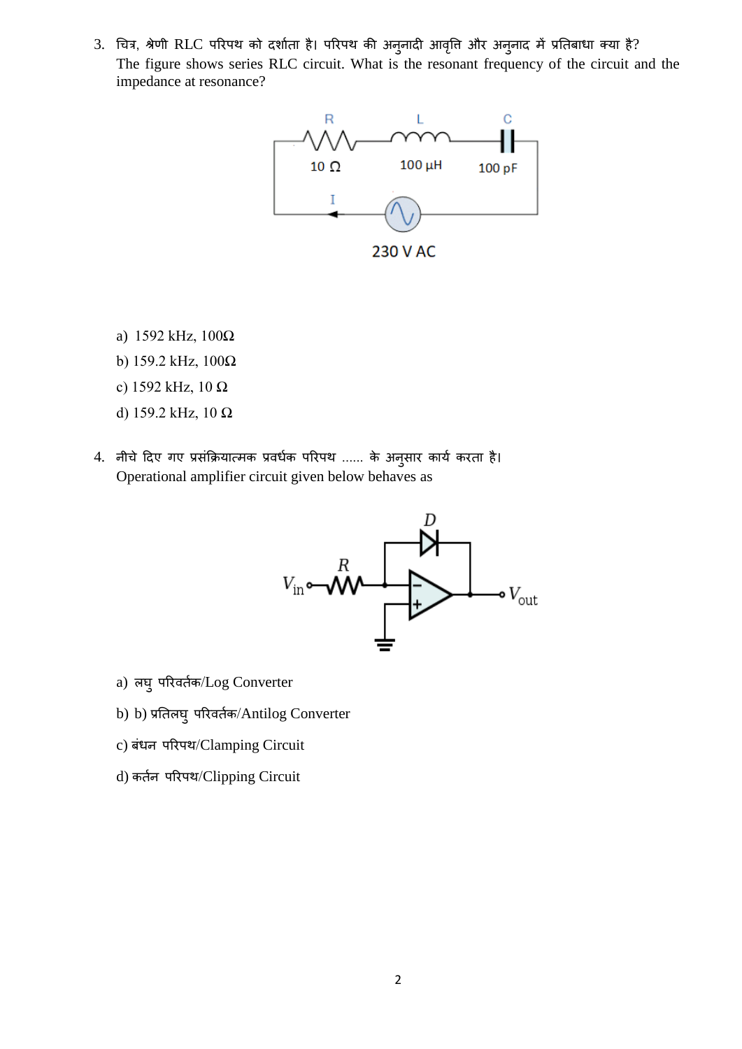3. चित्र, श्रेणी RLC परिपथ को दर्शाता है। परिपथ की अनुनादी आवृत्ति और अनुनाद में प्रतिबाधा क्या है?
The figure shows series RLC circuit. What is the resonant frequency of the circuit and the impedance at resonance?

R — 10 Ω, L — 100 μH, C — 100 pF, I, 230 V AC

a) 1592 kHz, 100Ω

b) 159.2 kHz, 100Ω

c) 1592 kHz, 10 Ω

d) 159.2 kHz, 10 Ω

4. नीचे दिए गए प्रसंक्रियात्मक प्रवर्धक परिपथ ...... के अनुसार कार्य करता है।
Operational amplifier circuit given below behaves as

D, R, $V_{in}$, $V_{out}$

a) लघु परिवर्तक/Log Converter

b) b) प्रतिलघु परिवर्तक/Antilog Converter

c) बंधन परिपथ/Clamping Circuit

d) कर्तन परिपथ/Clipping Circuit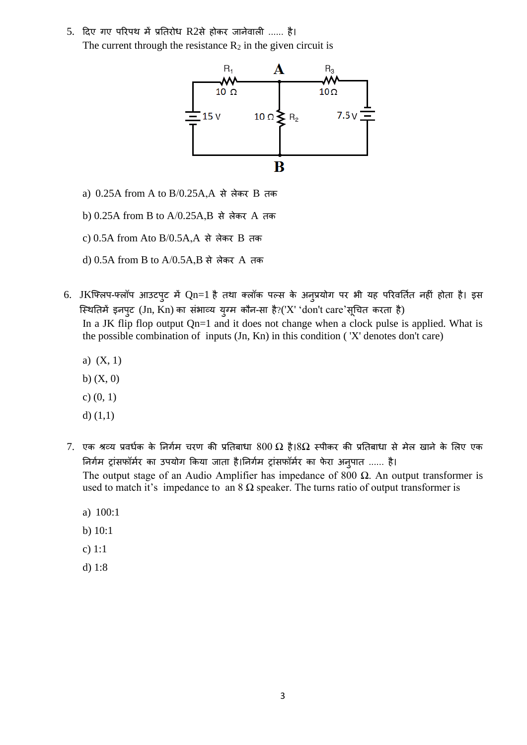5. दिए गए परिपथ में प्रतिरोध R2से होकर जानेवाली ...... है।
   The current through the resistance $R_2$ in the given circuit is

   a) 0.25A from A to B/0.25A,A से लेकर B तक

   b) 0.25A from B to A/0.25A,B से लेकर A तक

   c) 0.5A from Ato B/0.5A,A से लेकर B तक

   d) 0.5A from B to A/0.5A,B से लेकर A तक

6. JKफ्लिप-फ्लॉप आउटपुट में Qn=1 है तथा क्लॉक पल्स के अनुप्रयोग पर भी यह परिवर्तित नहीं होता है। इस स्थितिमें इनपुट (Jn, Kn) का संभाव्य युग्म कौन-सा है?('X' 'don't care'सूचित करता है)
   In a JK flip flop output Qn=1 and it does not change when a clock pulse is applied. What is the possible combination of inputs (Jn, Kn) in this condition ( 'X' denotes don't care)

   a) (X, 1)

   b) (X, 0)

   c) (0, 1)

   d) (1,1)

7. एक श्रव्य प्रवर्धक के निर्गम चरण की प्रतिबाधा 800 Ω है।8Ω स्पीकर की प्रतिबाधा से मेल खाने के लिए एक निर्गम ट्रांसफॉर्मर का उपयोग किया जाता है।निर्गम ट्रांसफॉर्मर का फेरा अनुपात ...... है।
   The output stage of an Audio Amplifier has impedance of 800 Ω. An output transformer is used to match it's impedance to an 8 Ω speaker. The turns ratio of output transformer is

   a) 100:1

   b) 10:1

   c) 1:1

   d) 1:8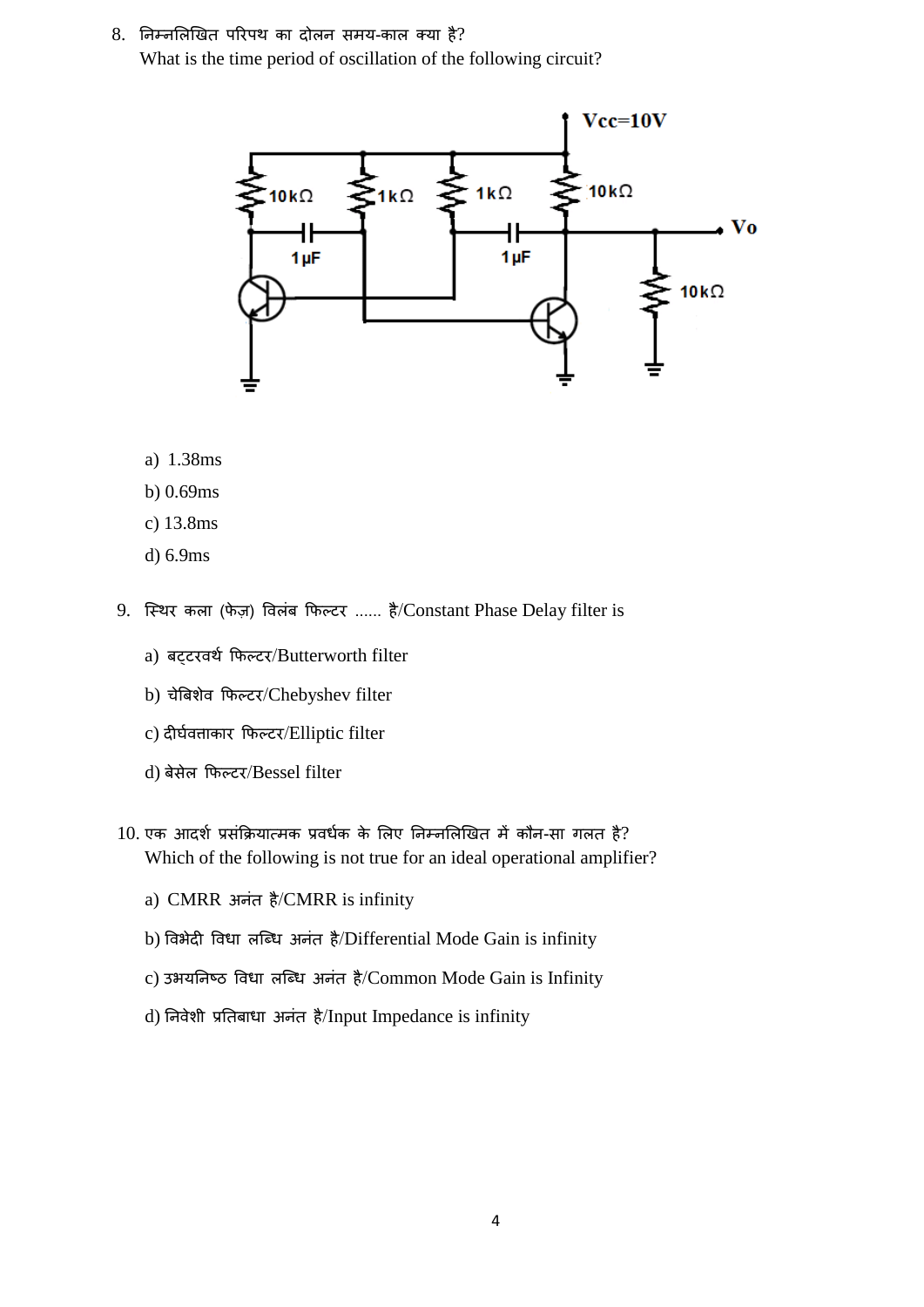8. निम्नलिखित परिपथ का दोलन समय-काल क्या है?
   What is the time period of oscillation of the following circuit?

   a) 1.38ms
   
   b) 0.69ms
   
   c) 13.8ms
   
   d) 6.9ms

9. स्थिर कला (फेज़) विलंब फिल्टर ...... है/Constant Phase Delay filter is

   a) बट्टरवर्थ फिल्टर/Butterworth filter
   
   b) चेबिशेव फिल्टर/Chebyshev filter
   
   c) दीर्घवत्ताकार फिल्टर/Elliptic filter
   
   d) बेसेल फिल्टर/Bessel filter

10. एक आदर्श प्रसंक्रियात्मक प्रवर्धक के लिए निम्नलिखित में कौन-सा गलत है?
    Which of the following is not true for an ideal operational amplifier?

    a) CMRR अनंत है/CMRR is infinity
    
    b) विभेदी विधा लब्धि अनंत है/Differential Mode Gain is infinity
    
    c) उभयनिष्ठ विधा लब्धि अनंत है/Common Mode Gain is Infinity
    
    d) निवेशी प्रतिबाधा अनंत है/Input Impedance is infinity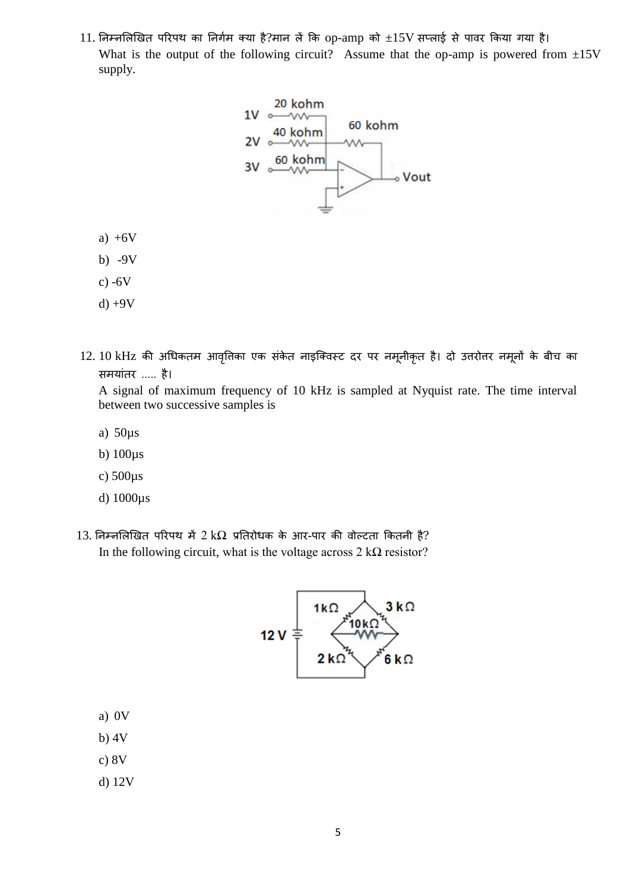11. निम्नलिखित परिपथ का निर्गम क्या है?मान लें कि op-amp को ±15V सप्लाई से पावर किया गया है।

What is the output of the following circuit? Assume that the op-amp is powered from ±15V supply.

a) +6V

b) -9V

c) -6V

d) +9V

12. 10 kHz की अधिकतम आवृत्तिका एक संकेत नाइक्विस्ट दर पर नमूनीकृत है। दो उत्तरोत्तर नमूनों के बीच का समयांतर ..... है।

A signal of maximum frequency of 10 kHz is sampled at Nyquist rate. The time interval between two successive samples is

a) 50μs

b) 100μs

c) 500μs

d) 1000μs

13. निम्नलिखित परिपथ में 2 kΩ प्रतिरोधक के आर-पार की वोल्टता कितनी है?

In the following circuit, what is the voltage across 2 kΩ resistor?

a) 0V

b) 4V

c) 8V

d) 12V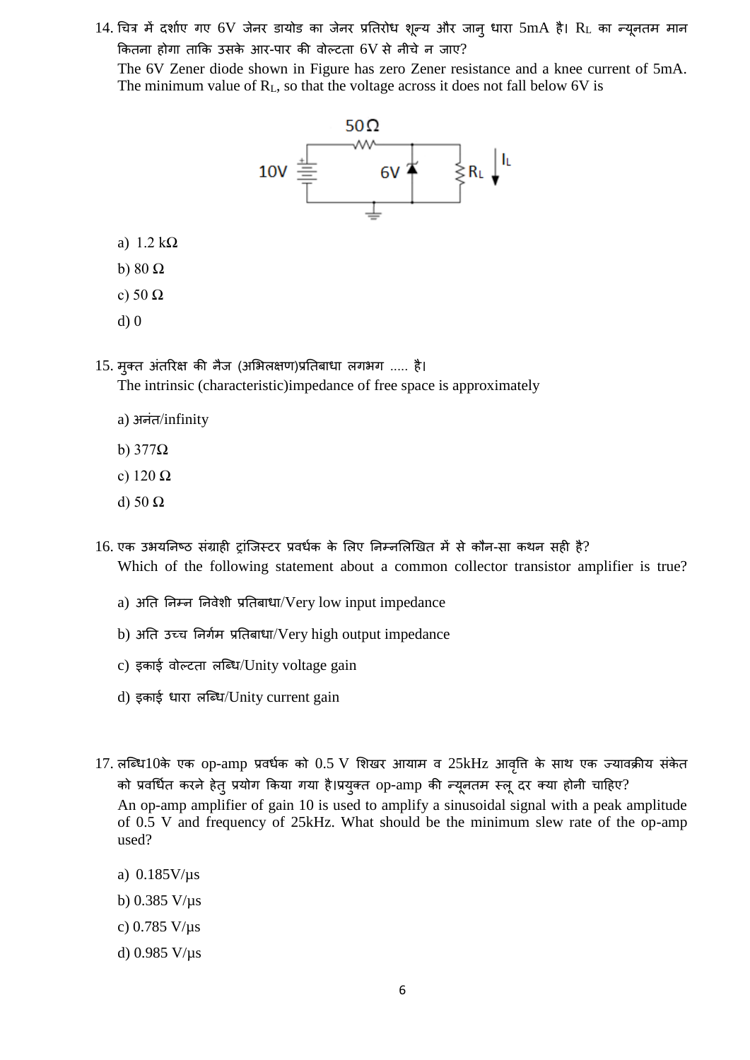14. चित्र में दर्शाए गए 6V जेनर डायोड का जेनर प्रतिरोध शून्य और जानु धारा 5mA है। $R_L$ का न्यूनतम मान कितना होगा ताकि उसके आर-पार की वोल्टता 6V से नीचे न जाए?

The 6V Zener diode shown in Figure has zero Zener resistance and a knee current of 5mA. The minimum value of $R_L$, so that the voltage across it does not fall below 6V is

a) 1.2 kΩ

b) 80 Ω

c) 50 Ω

d) 0

15. मुक्त अंतरिक्ष की नैज (अभिलक्षण)प्रतिबाधा लगभग ..... है।

The intrinsic (characteristic)impedance of free space is approximately

a) अनंत/infinity

b) 377Ω

c) 120 Ω

d) 50 Ω

16. एक उभयनिष्ठ संग्राही ट्रांजिस्टर प्रवर्धक के लिए निम्नलिखित में से कौन-सा कथन सही है?

Which of the following statement about a common collector transistor amplifier is true?

a) अति निम्न निवेशी प्रतिबाधा/Very low input impedance

b) अति उच्च निर्गम प्रतिबाधा/Very high output impedance

c) इकाई वोल्टता लब्धि/Unity voltage gain

d) इकाई धारा लब्धि/Unity current gain

17. लब्धि10के एक op-amp प्रवर्धक को 0.5 V शिखर आयाम व 25kHz आवृत्ति के साथ एक ज्यावक्रीय संकेत को प्रवर्धित करने हेतु प्रयोग किया गया है।प्रयुक्त op-amp की न्यूनतम स्लू दर क्या होनी चाहिए?

An op-amp amplifier of gain 10 is used to amplify a sinusoidal signal with a peak amplitude of 0.5 V and frequency of 25kHz. What should be the minimum slew rate of the op-amp used?

a) 0.185V/μs

b) 0.385 V/μs

c) 0.785 V/μs

d) 0.985 V/μs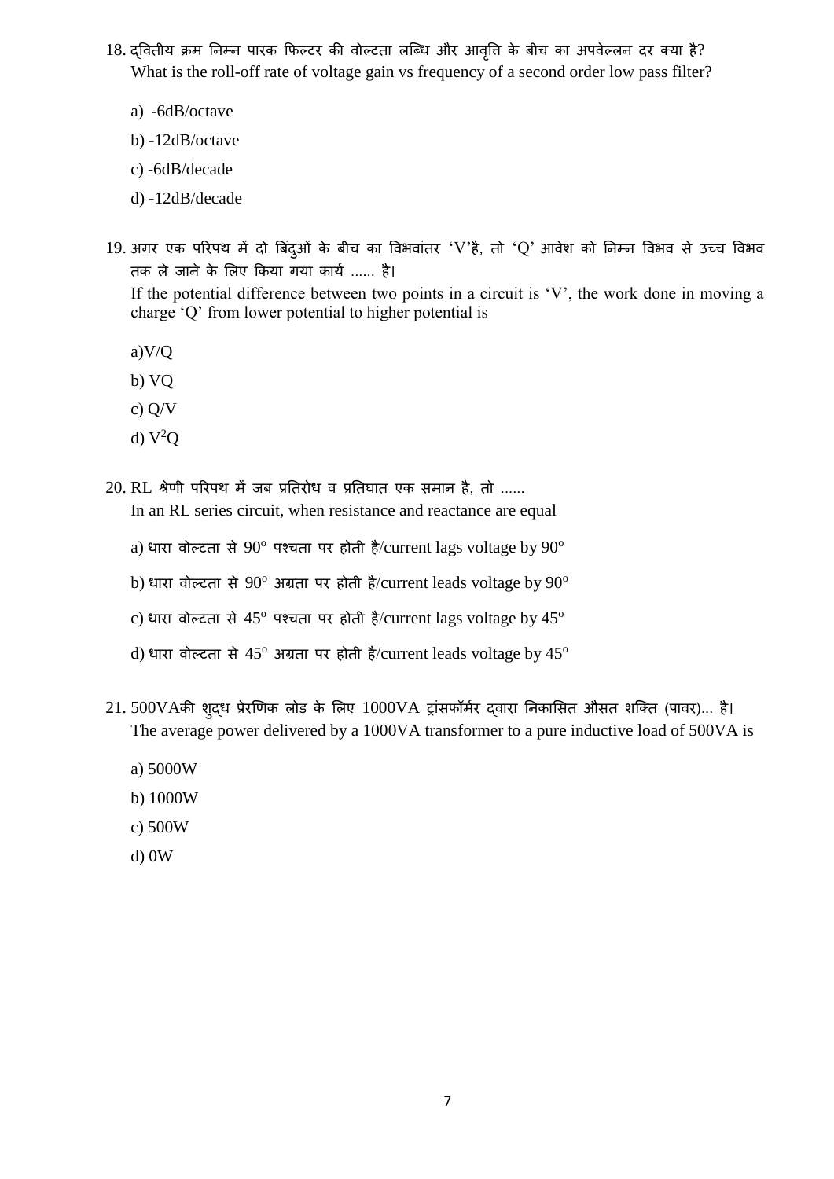18. द्वितीय क्रम निम्न पारक फिल्टर की वोल्टता लब्धि और आवृत्ति के बीच का अपवेल्लन दर क्या है?
What is the roll-off rate of voltage gain vs frequency of a second order low pass filter?

    a) -6dB/octave

    b) -12dB/octave

    c) -6dB/decade

    d) -12dB/decade

19. अगर एक परिपथ में दो बिंदुओं के बीच का विभवांतर 'V'है, तो 'Q' आवेश को निम्न विभव से उच्च विभव तक ले जाने के लिए किया गया कार्य ...... है।
If the potential difference between two points in a circuit is 'V', the work done in moving a charge 'Q' from lower potential to higher potential is

    a) V/Q

    b) VQ

    c) Q/V

    d) $V^2Q$

20. RL श्रेणी परिपथ में जब प्रतिरोध व प्रतिघात एक समान है, तो ......
In an RL series circuit, when resistance and reactance are equal

    a) धारा वोल्टता से $90^o$ पश्चता पर होती है/current lags voltage by $90^o$

    b) धारा वोल्टता से $90^o$ अग्रता पर होती है/current leads voltage by $90^o$

    c) धारा वोल्टता से $45^o$ पश्चता पर होती है/current lags voltage by $45^o$

    d) धारा वोल्टता से $45^o$ अग्रता पर होती है/current leads voltage by $45^o$

21. 500VAकी शुद्ध प्रेरणिक लोड के लिए 1000VA ट्रांसफॉर्मर द्वारा निकासित औसत शक्ति (पावर)... है।
The average power delivered by a 1000VA transformer to a pure inductive load of 500VA is

    a) 5000W

    b) 1000W

    c) 500W

    d) 0W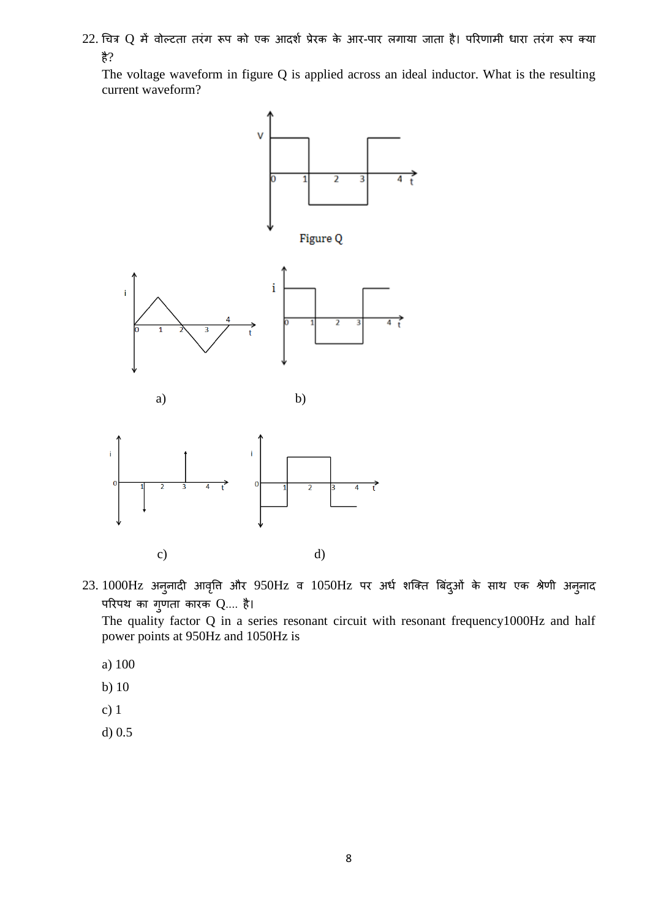22. चित्र Q में वोल्टता तरंग रूप को एक आदर्श प्रेरक के आर-पार लगाया जाता है। परिणामी धारा तरंग रूप क्या है?

The voltage waveform in figure Q is applied across an ideal inductor. What is the resulting current waveform?

Figure Q

a)

b)

c)

d)

23. 1000Hz अनुनादी आवृत्ति और 950Hz व 1050Hz पर अर्ध शक्ति बिंदुओं के साथ एक श्रेणी अनुनाद परिपथ का गुणता कारक Q.... है।

The quality factor Q in a series resonant circuit with resonant frequency1000Hz and half power points at 950Hz and 1050Hz is

a) 100

b) 10

c) 1

d) 0.5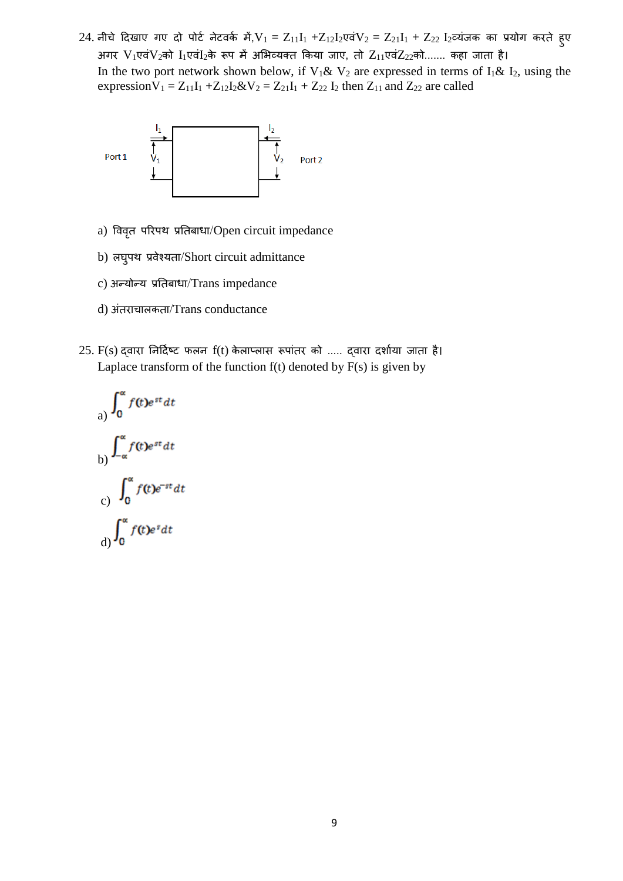24. नीचे दिखाए गए दो पोर्ट नेटवर्क में, $V_1 = Z_{11}I_1 + Z_{12}I_2$ एवं $V_2 = Z_{21}I_1 + Z_{22}I_2$ व्यंजक का प्रयोग करते हुए अगर $V_1$ एवं $V_2$ को $I_1$ एवं $I_2$ के रूप में अभिव्यक्त किया जाए, तो $Z_{11}$ एवं $Z_{22}$ को....... कहा जाता है।
In the two port network shown below, if $V_1$ & $V_2$ are expressed in terms of $I_1$ & $I_2$, using the expression $V_1 = Z_{11}I_1 + Z_{12}I_2$ & $V_2 = Z_{21}I_1 + Z_{22}I_2$ then $Z_{11}$ and $Z_{22}$ are called

Port 1 $I_1$ $V_1$ $I_2$ $V_2$ Port 2

a) विवृत परिपथ प्रतिबाधा/Open circuit impedance

b) लघुपथ प्रवेश्यता/Short circuit admittance

c) अन्योन्य प्रतिबाधा/Trans impedance

d) अंतराचालकता/Trans conductance

25. F(s) द्वारा निर्दिष्ट फलन f(t) केलाप्लास रूपांतर को ..... द्वारा दर्शाया जाता है।
Laplace transform of the function f(t) denoted by F(s) is given by

a) $\int_0^{\infty} f(t)e^{st}\,dt$

b) $\int_{-\infty}^{\infty} f(t)e^{st}\,dt$

c) $\int_0^{\infty} f(t)e^{-st}\,dt$

d) $\int_0^{\infty} f(t)e^{s}\,dt$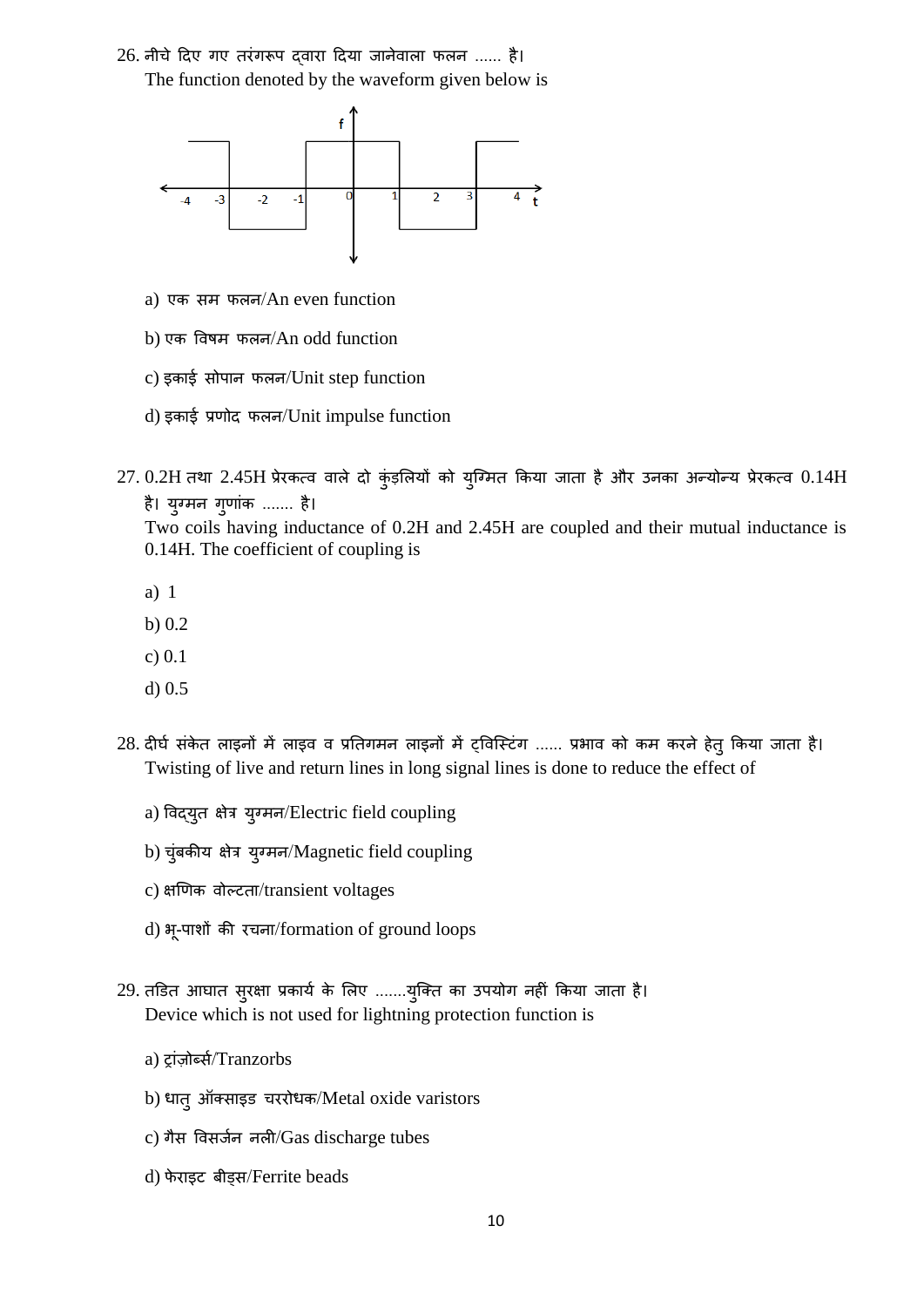26. नीचे दिए गए तरंगरूप द्वारा दिया जानेवाला फलन ...... है।
The function denoted by the waveform given below is

a) एक सम फलन/An even function

b) एक विषम फलन/An odd function

c) इकाई सोपान फलन/Unit step function

d) इकाई प्रणोद फलन/Unit impulse function

27. 0.2H तथा 2.45H प्रेरकत्व वाले दो कुंडलियों को युग्मित किया जाता है और उनका अन्योन्य प्रेरकत्व 0.14H है। युग्मन गुणांक ....... है।
Two coils having inductance of 0.2H and 2.45H are coupled and their mutual inductance is 0.14H. The coefficient of coupling is

a) 1

b) 0.2

c) 0.1

d) 0.5

28. दीर्घ संकेत लाइनों में लाइव व प्रतिगमन लाइनों में ट्विस्टिंग ...... प्रभाव को कम करने हेतु किया जाता है।
Twisting of live and return lines in long signal lines is done to reduce the effect of

a) विद्युत क्षेत्र युग्मन/Electric field coupling

b) चुंबकीय क्षेत्र युग्मन/Magnetic field coupling

c) क्षणिक वोल्टता/transient voltages

d) भू-पाशों की रचना/formation of ground loops

29. तडित आघात सुरक्षा प्रकार्य के लिए .......युक्ति का उपयोग नहीं किया जाता है।
Device which is not used for lightning protection function is

a) ट्रांज़ोर्ब्स/Tranzorbs

b) धातु ऑक्साइड चररोधक/Metal oxide varistors

c) गैस विसर्जन नली/Gas discharge tubes

d) फेराइट बीड्स/Ferrite beads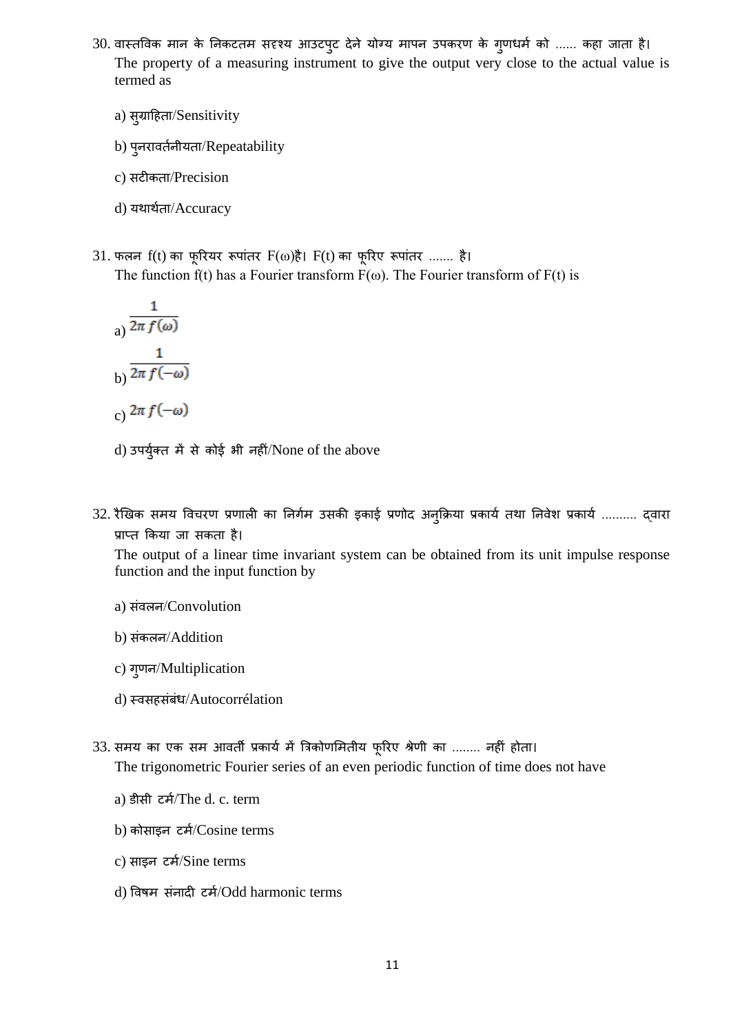30. वास्तविक मान के निकटतम सदृश्य आउटपुट देने योग्य मापन उपकरण के गुणधर्म को ...... कहा जाता है।
The property of a measuring instrument to give the output very close to the actual value is termed as

a) सुग्राहिता/Sensitivity

b) पुनरावर्तनीयता/Repeatability

c) सटीकता/Precision

d) यथार्थता/Accuracy

31. फलन f(t) का फूरियर रूपांतर F(ω)है। F(t) का फूरिए रूपांतर ....... है।
The function f(t) has a Fourier transform F(ω). The Fourier transform of F(t) is

a) $\frac{1}{2\pi f(\omega)}$

b) $\frac{1}{2\pi f(-\omega)}$

c) $2\pi f(-\omega)$

d) उपर्युक्त में से कोई भी नहीं/None of the above

32. रैखिक समय विचरण प्रणाली का निर्गम उसकी इकाई प्रणोद अनुक्रिया प्रकार्य तथा निवेश प्रकार्य .......... द्वारा प्राप्त किया जा सकता है।
The output of a linear time invariant system can be obtained from its unit impulse response function and the input function by

a) संवलन/Convolution

b) संकलन/Addition

c) गुणन/Multiplication

d) स्वसहसंबंध/Autocorrélation

33. समय का एक सम आवर्ती प्रकार्य में त्रिकोणमितीय फूरिए श्रेणी का ........ नहीं होता।
The trigonometric Fourier series of an even periodic function of time does not have

a) डीसी टर्म/The d. c. term

b) कोसाइन टर्म/Cosine terms

c) साइन टर्म/Sine terms

d) विषम संनादी टर्म/Odd harmonic terms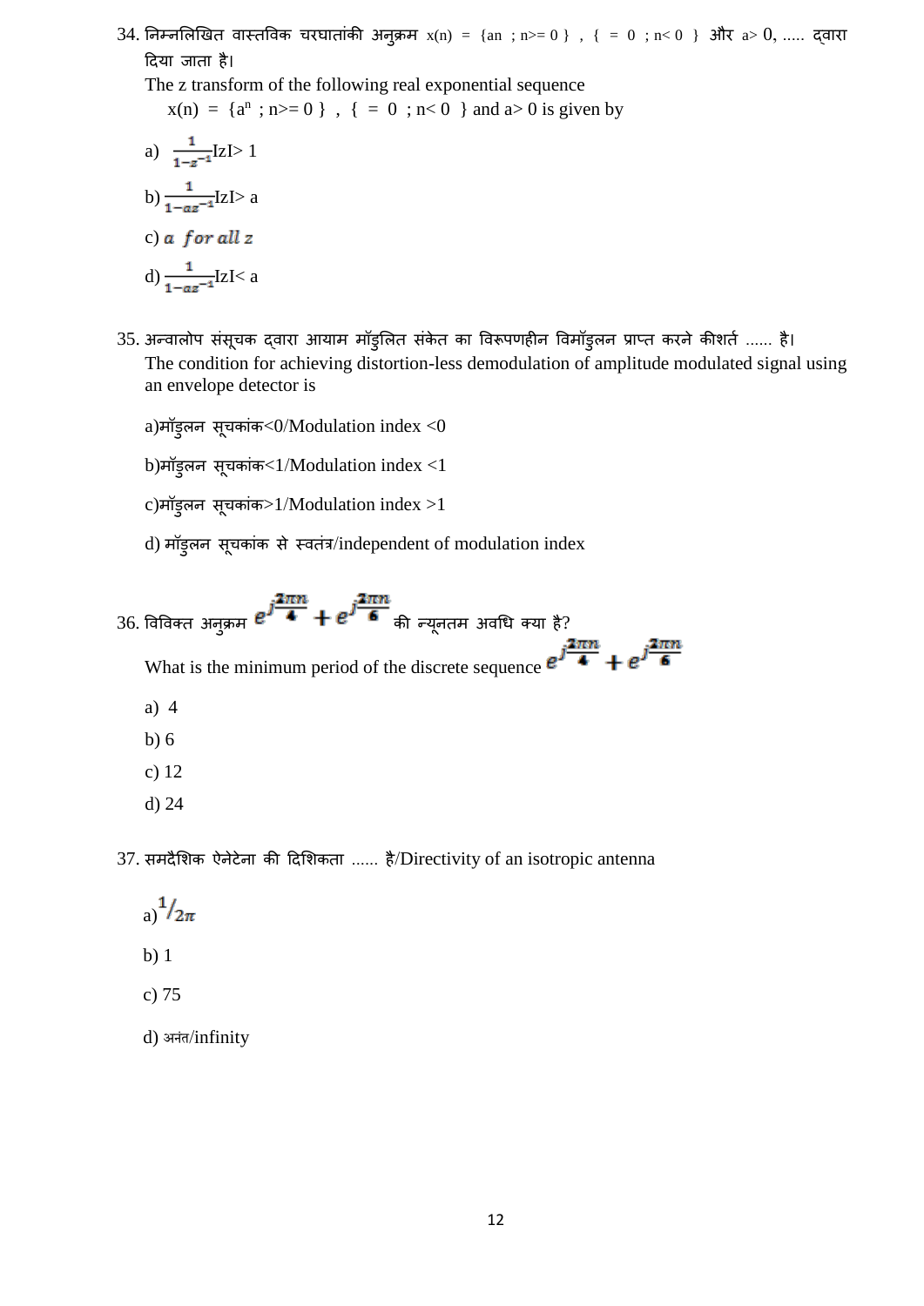34. निम्नलिखित वास्तविक चरघातांकी अनुक्रम x(n) = {an ; n>= 0 } , { = 0 ; n< 0 } और a> 0, ..... द्वारा दिया जाता है।

The z transform of the following real exponential sequence

$x(n) = \{a^n ; n>= 0 \}$ , { = 0 ; n< 0 } and a> 0 is given by

a) $\frac{1}{1-z^{-1}}$IzI> 1

b) $\frac{1}{1-az^{-1}}$IzI> a

c) $a$ *for all z*

d) $\frac{1}{1-az^{-1}}$IzI< a

35. अन्वालोप संसूचक द्वारा आयाम मॉडुलित संकेत का विरूपणहीन विमॉडुलन प्राप्त करने कीशर्त ...... है।

The condition for achieving distortion-less demodulation of amplitude modulated signal using an envelope detector is

a)मॉडुलन सूचकांक<0/Modulation index <0

b)मॉडुलन सूचकांक<1/Modulation index <1

c)मॉडुलन सूचकांक>1/Modulation index >1

d) मॉडुलन सूचकांक से स्वतंत्र/independent of modulation index

36. विविक्त अनुक्रम $e^{j\frac{2\pi n}{4}} + e^{j\frac{2\pi n}{6}}$ की न्यूनतम अवधि क्या है?

What is the minimum period of the discrete sequence $e^{j\frac{2\pi n}{4}} + e^{j\frac{2\pi n}{6}}$

a) 4

b) 6

c) 12

d) 24

37. समदैशिक ऐनेटेना की दिशिकता ...... है/Directivity of an isotropic antenna

a) $1/_{2\pi}$

b) 1

c) 75

d) अनंत/infinity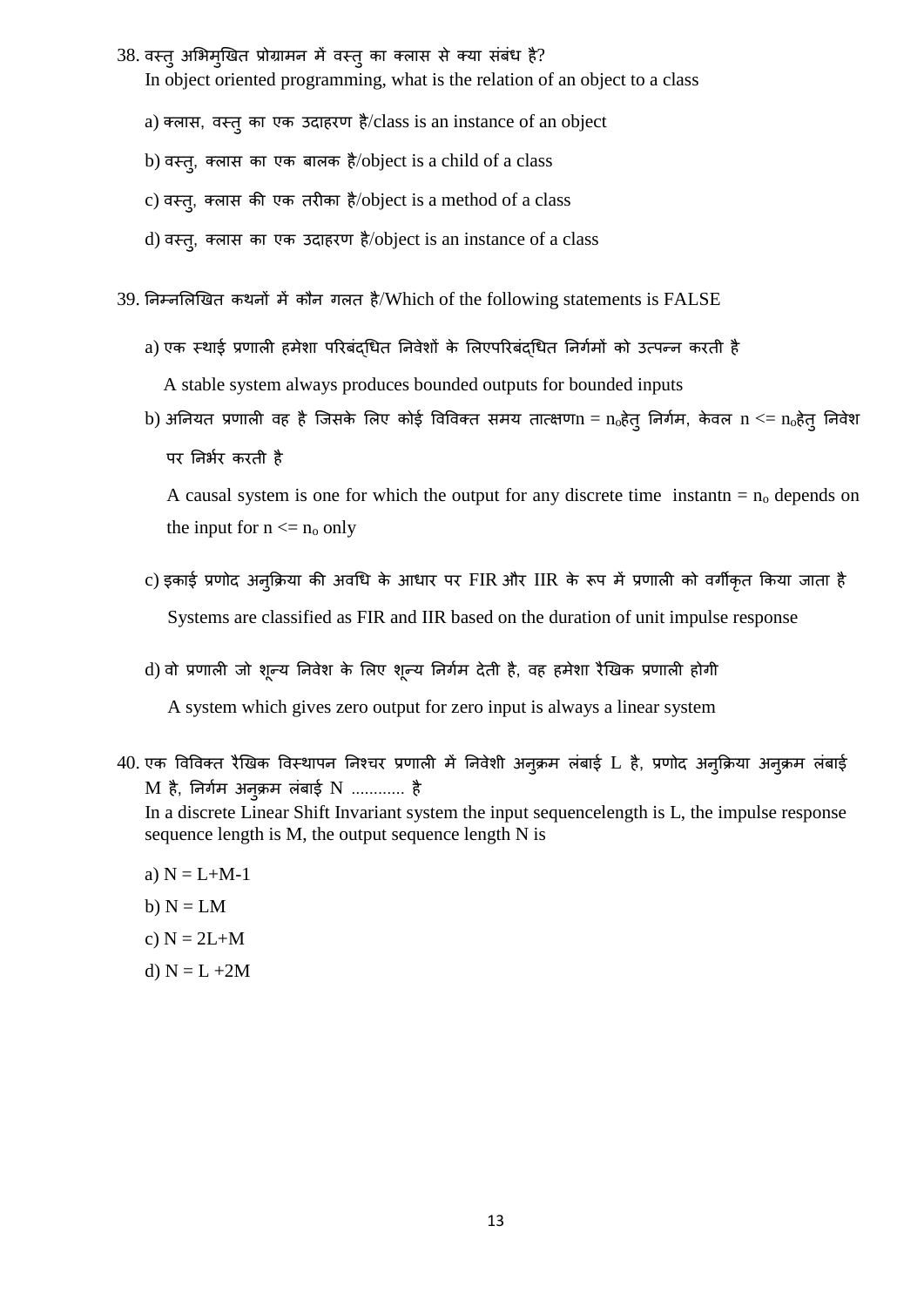38. वस्तु अभिमुखित प्रोग्रामन में वस्तु का क्लास से क्या संबंध है?
In object oriented programming, what is the relation of an object to a class

a) क्लास, वस्तु का एक उदाहरण है/class is an instance of an object

b) वस्तु, क्लास का एक बालक है/object is a child of a class

c) वस्तु, क्लास की एक तरीका है/object is a method of a class

d) वस्तु, क्लास का एक उदाहरण है/object is an instance of a class

39. निम्नलिखित कथनों में कौन गलत है/Which of the following statements is FALSE

a) एक स्थाई प्रणाली हमेशा परिबंद्धित निवेशों के लिएपरिबंद्धित निर्गमों को उत्पन्न करती है

A stable system always produces bounded outputs for bounded inputs

b) अनियत प्रणाली वह है जिसके लिए कोई विविक्त समय तात्क्षण$n = n_o$हेतु निर्गम, केवल $n <= n_o$हेतु निवेश पर निर्भर करती है

A causal system is one for which the output for any discrete time instant$n = n_o$ depends on the input for $n <= n_o$ only

c) इकाई प्रणोद अनुक्रिया की अवधि के आधार पर FIR और IIR के रूप में प्रणाली को वर्गीकृत किया जाता है

Systems are classified as FIR and IIR based on the duration of unit impulse response

d) वो प्रणाली जो शून्य निवेश के लिए शून्य निर्गम देती है, वह हमेशा रैखिक प्रणाली होगी

A system which gives zero output for zero input is always a linear system

40. एक विविक्त रैखिक विस्थापन निश्चर प्रणाली में निवेशी अनुक्रम लंबाई L है, प्रणोद अनुक्रिया अनुक्रम लंबाई M है, निर्गम अनुक्रम लंबाई N ............ है
In a discrete Linear Shift Invariant system the input sequencelength is L, the impulse response sequence length is M, the output sequence length N is

a) $N = L+M-1$

b) $N = LM$

c) $N = 2L+M$

d) $N = L +2M$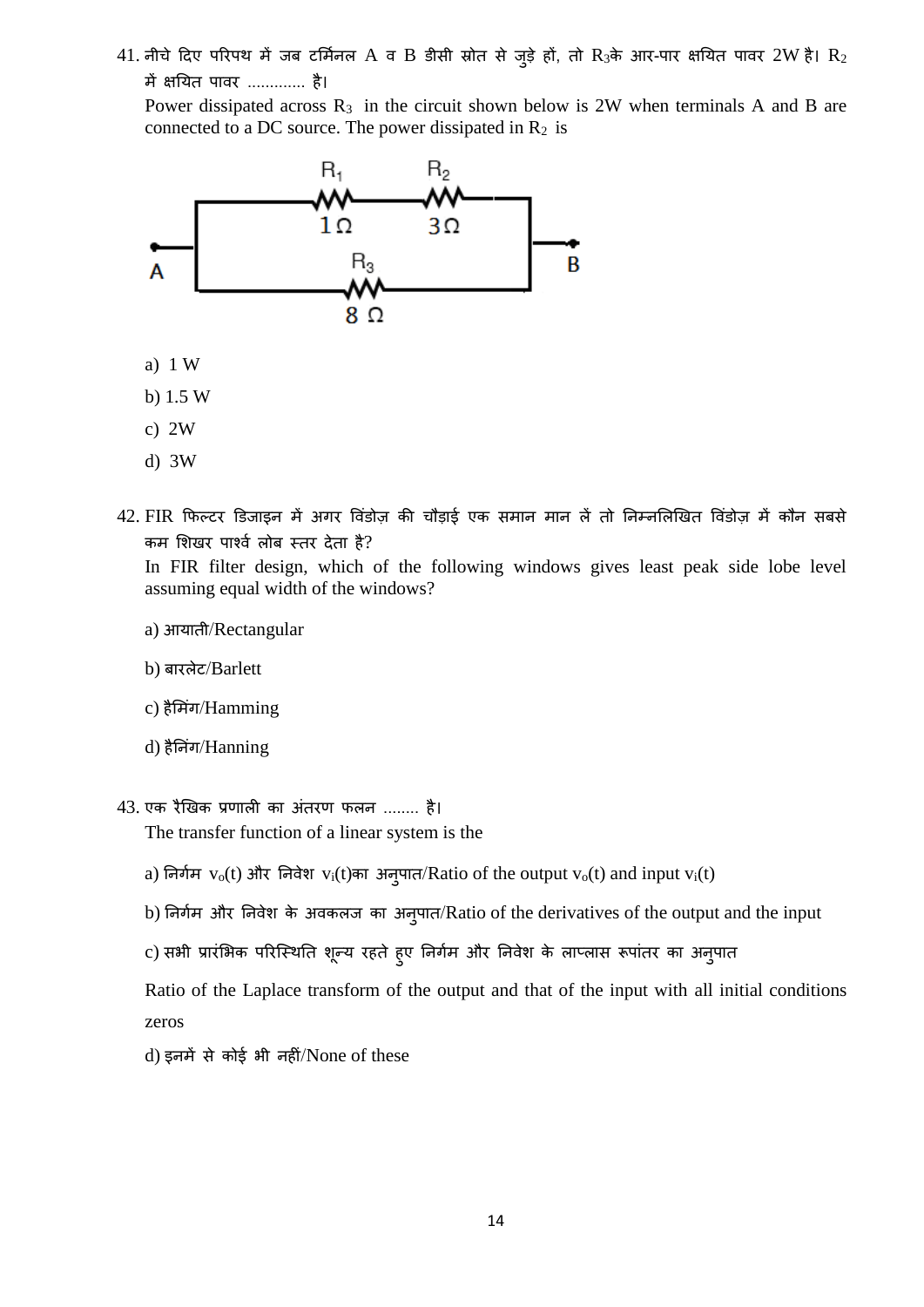41. नीचे दिए परिपथ में जब टर्मिनल A व B डीसी स्रोत से जुड़े हों, तो $R_3$के आर-पार क्षयित पावर 2W है। $R_2$ में क्षयित पावर ............ है।

Power dissipated across $R_3$ in the circuit shown below is 2W when terminals A and B are connected to a DC source. The power dissipated in $R_2$ is

$R_1$ 1Ω, $R_2$ 3Ω, $R_3$ 8 Ω, A, B

a) 1 W

b) 1.5 W

c) 2W

d) 3W

42. FIR फिल्टर डिजाइन में अगर विंडोज़ की चौड़ाई एक समान मान लें तो निम्नलिखित विंडोज़ में कौन सबसे कम शिखर पार्श्व लोब स्तर देता है?

In FIR filter design, which of the following windows gives least peak side lobe level assuming equal width of the windows?

a) आयाती/Rectangular

b) बारलेट/Barlett

c) हैमिंग/Hamming

d) हैनिंग/Hanning

43. एक रैखिक प्रणाली का अंतरण फलन ........ है।

The transfer function of a linear system is the

a) निर्गम $v_o(t)$ और निवेश $v_i(t)$का अनुपात/Ratio of the output $v_o(t)$ and input $v_i(t)$

b) निर्गम और निवेश के अवकलज का अनुपात/Ratio of the derivatives of the output and the input

c) सभी प्रारंभिक परिस्थिति शून्य रहते हुए निर्गम और निवेश के लाप्लास रूपांतर का अनुपात

Ratio of the Laplace transform of the output and that of the input with all initial conditions zeros

d) इनमें से कोई भी नहीं/None of these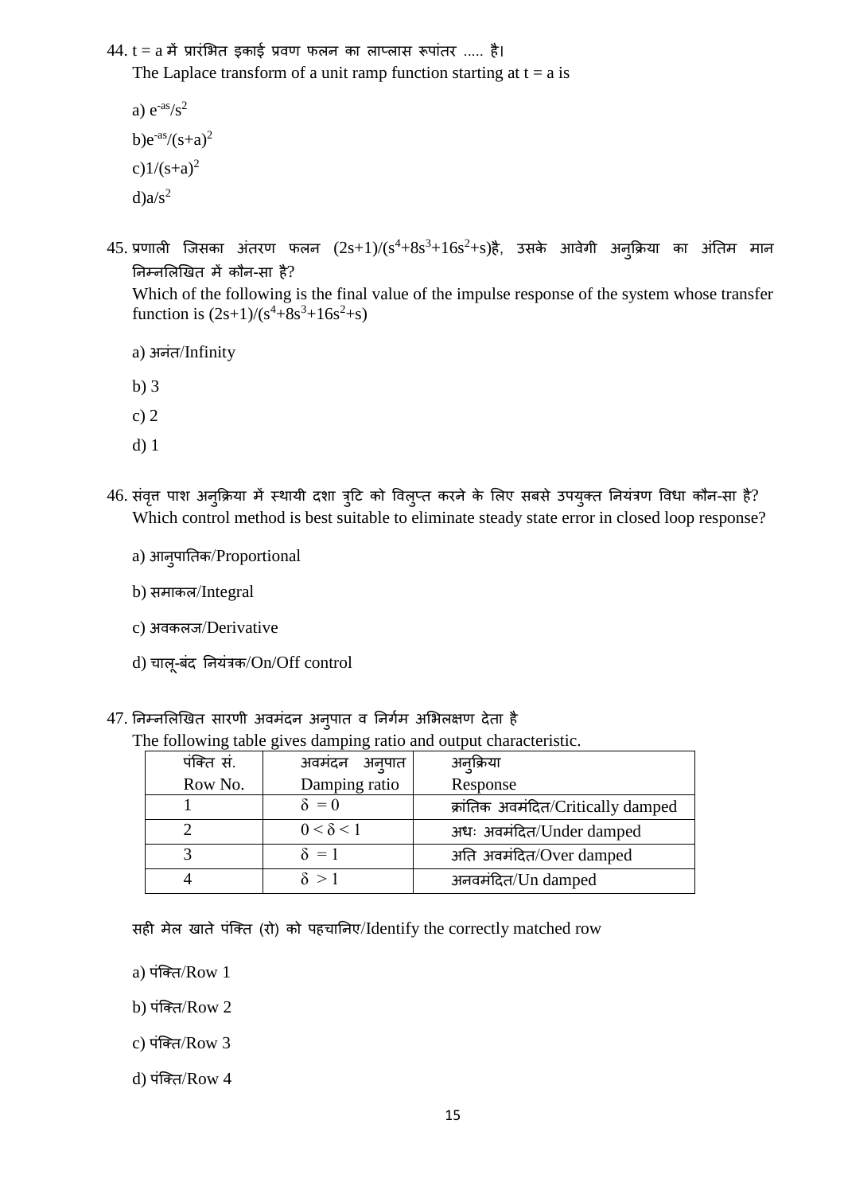44. t = a में प्रारंभित इकाई प्रवण फलन का लाप्लास रूपांतर ..... है।
The Laplace transform of a unit ramp function starting at t = a is

a) $e^{-as}/s^2$

b) $e^{-as}/(s+a)^2$

c) $1/(s+a)^2$

d) $a/s^2$

45. प्रणाली जिसका अंतरण फलन $(2s+1)/(s^4+8s^3+16s^2+s)$है, उसके आवेगी अनुक्रिया का अंतिम मान निम्नलिखित में कौन-सा है?
Which of the following is the final value of the impulse response of the system whose transfer function is $(2s+1)/(s^4+8s^3+16s^2+s)$

a) अनंत/Infinity

b) 3

c) 2

d) 1

46. संवृत्त पाश अनुक्रिया में स्थायी दशा त्रुटि को विलुप्त करने के लिए सबसे उपयुक्त नियंत्रण विधा कौन-सा है?
Which control method is best suitable to eliminate steady state error in closed loop response?

a) आनुपातिक/Proportional

b) समाकल/Integral

c) अवकलज/Derivative

d) चालू-बंद नियंत्रक/On/Off control

47. निम्नलिखित सारणी अवमंदन अनुपात व निर्गम अभिलक्षण देता है
The following table gives damping ratio and output characteristic.

| पंक्ति सं. Row No. | अवमंदन अनुपात Damping ratio | अनुक्रिया Response |
|---|---|---|
| 1 | $\delta = 0$ | क्रांतिक अवमंदित/Critically damped |
| 2 | $0 < \delta < 1$ | अधः अवमंदित/Under damped |
| 3 | $\delta = 1$ | अति अवमंदित/Over damped |
| 4 | $\delta > 1$ | अनवमंदित/Un damped |

सही मेल खाते पंक्ति (रो) को पहचानिए/Identify the correctly matched row

a) पंक्ति/Row 1

b) पंक्ति/Row 2

c) पंक्ति/Row 3

d) पंक्ति/Row 4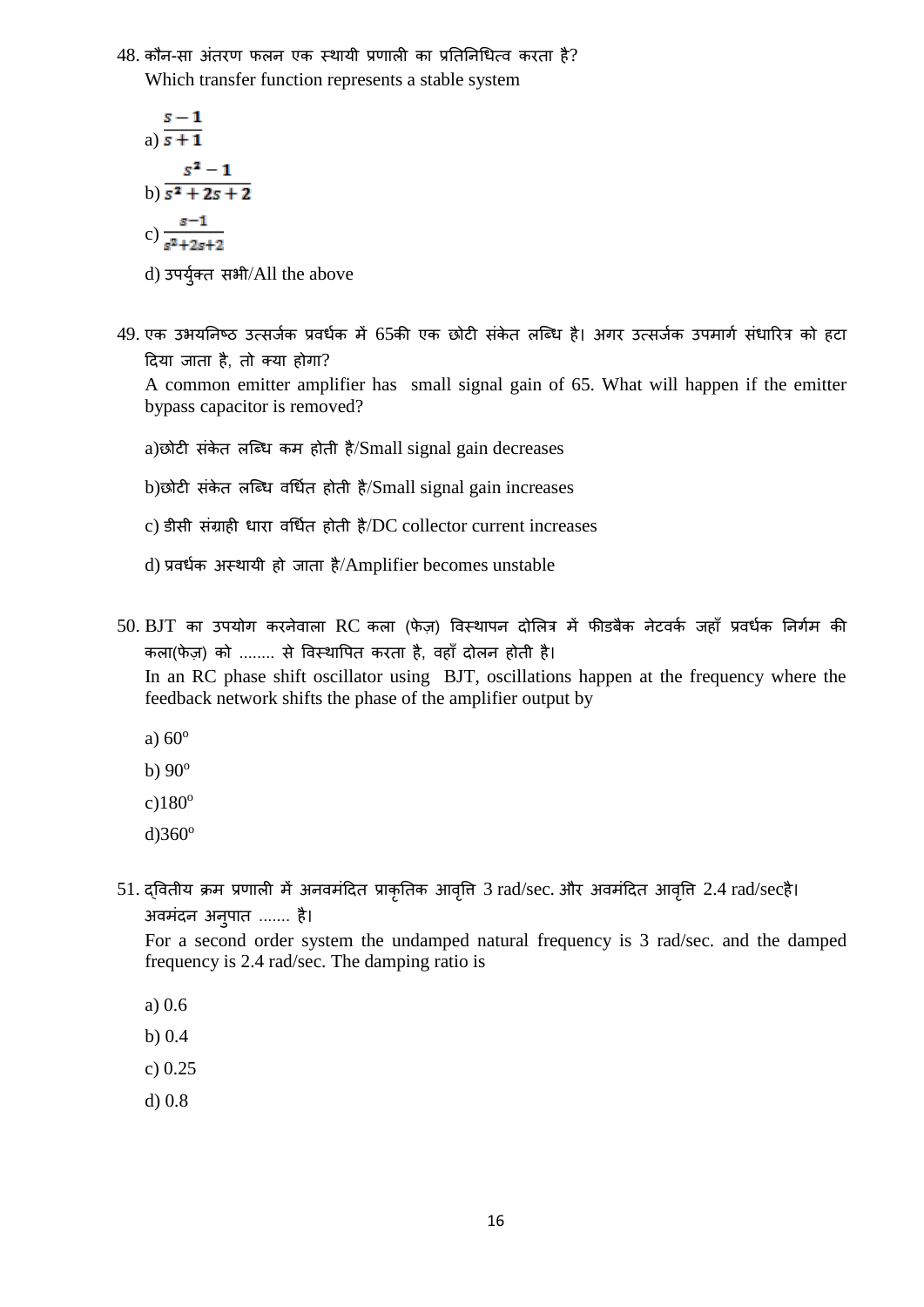48. कौन-सा अंतरण फलन एक स्थायी प्रणाली का प्रतिनिधित्व करता है?
Which transfer function represents a stable system

a) $\frac{s-1}{s+1}$

b) $\frac{s^2-1}{s^2+2s+2}$

c) $\frac{s-1}{s^2+2s+2}$

d) उपर्युक्त सभी/All the above

49. एक उभयनिष्ठ उत्सर्जक प्रवर्धक में 65की एक छोटी संकेत लब्धि है। अगर उत्सर्जक उपमार्ग संधारित्र को हटा दिया जाता है, तो क्या होगा?
A common emitter amplifier has small signal gain of 65. What will happen if the emitter bypass capacitor is removed?

a)छोटी संकेत लब्धि कम होती है/Small signal gain decreases

b)छोटी संकेत लब्धि वर्धित होती है/Small signal gain increases

c) डीसी संग्राही धारा वर्धित होती है/DC collector current increases

d) प्रवर्धक अस्थायी हो जाता है/Amplifier becomes unstable

50. BJT का उपयोग करनेवाला RC कला (फेज़) विस्थापन दोलित्र में फीडबैक नेटवर्क जहाँ प्रवर्धक निर्गम की कला(फेज़) को ........ से विस्थापित करता है, वहाँ दोलन होती है।
In an RC phase shift oscillator using BJT, oscillations happen at the frequency where the feedback network shifts the phase of the amplifier output by

a) $60^o$

b) $90^o$

c)$180^o$

d)$360^o$

51. द्वितीय क्रम प्रणाली में अनवमंदित प्राकृतिक आवृत्ति 3 rad/sec. और अवमंदित आवृत्ति 2.4 rad/secहै। अवमंदन अनुपात ....... है।
For a second order system the undamped natural frequency is 3 rad/sec. and the damped frequency is 2.4 rad/sec. The damping ratio is

a) 0.6

b) 0.4

c) 0.25

d) 0.8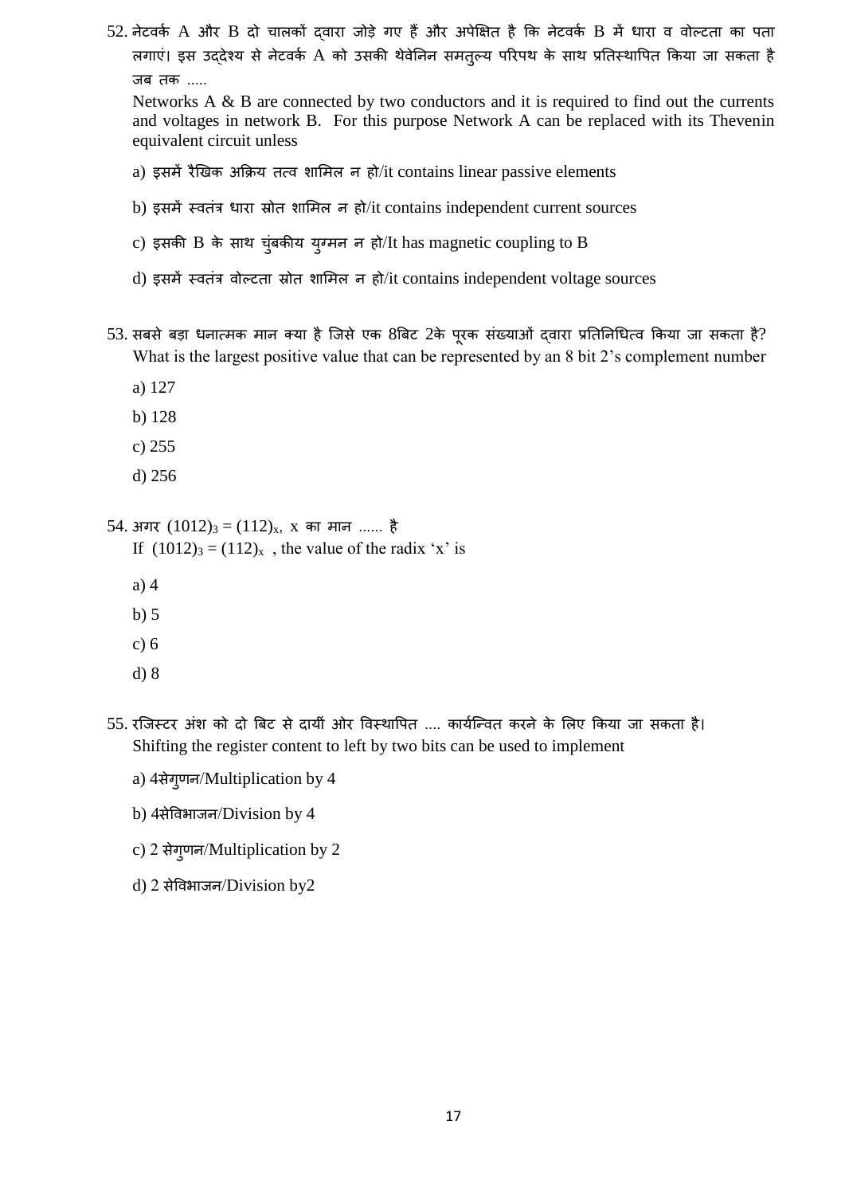52. नेटवर्क A और B दो चालकों द्वारा जोड़े गए हैं और अपेक्षित है कि नेटवर्क B में धारा व वोल्टता का पता लगाएं। इस उद्देश्य से नेटवर्क A को उसकी थेवेनिन समतुल्य परिपथ के साथ प्रतिस्थापित किया जा सकता है जब तक .....

    Networks A & B are connected by two conductors and it is required to find out the currents and voltages in network B. For this purpose Network A can be replaced with its Thevenin equivalent circuit unless

    a) इसमें रैखिक अक्रिय तत्व शामिल न हो/it contains linear passive elements

    b) इसमें स्वतंत्र धारा स्रोत शामिल न हो/it contains independent current sources

    c) इसकी B के साथ चुंबकीय युग्मन न हो/It has magnetic coupling to B

    d) इसमें स्वतंत्र वोल्टता स्रोत शामिल न हो/it contains independent voltage sources

53. सबसे बड़ा धनात्मक मान क्या है जिसे एक 8बिट 2के पूरक संख्याओं द्वारा प्रतिनिधित्व किया जा सकता है?
    What is the largest positive value that can be represented by an 8 bit 2's complement number

    a) 127

    b) 128

    c) 255

    d) 256

54. अगर $(1012)_3 = (112)_x$, x का मान ...... है
    If $(1012)_3 = (112)_x$ , the value of the radix 'x' is

    a) 4

    b) 5

    c) 6

    d) 8

55. रजिस्टर अंश को दो बिट से दायीं ओर विस्थापित .... कार्यन्वित करने के लिए किया जा सकता है।
    Shifting the register content to left by two bits can be used to implement

    a) 4सेगुणन/Multiplication by 4

    b) 4सेविभाजन/Division by 4

    c) 2 सेगुणन/Multiplication by 2

    d) 2 सेविभाजन/Division by2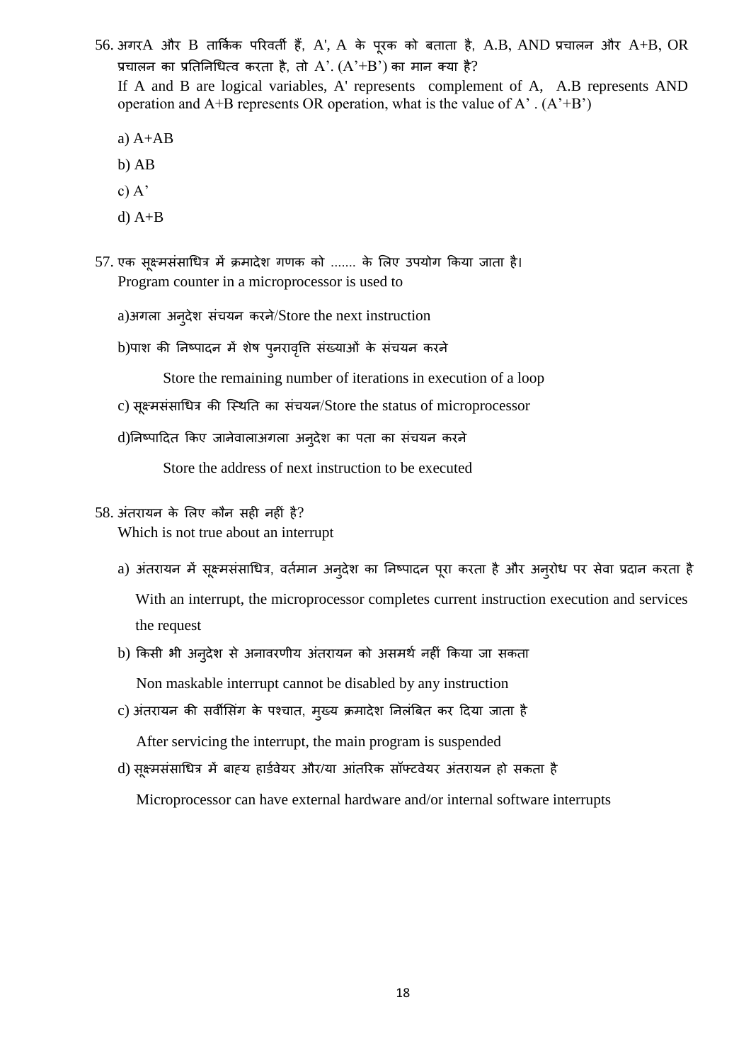56. अगरA और B तार्किक परिवर्ती हैं, A', A के पूरक को बताता है, A.B, AND प्रचालन और A+B, OR प्रचालन का प्रतिनिधित्व करता है, तो A’. (A’+B’) का मान क्या है?

If A and B are logical variables, A' represents complement of A, A.B represents AND operation and A+B represents OR operation, what is the value of A’ . (A’+B’)

a) A+AB

b) AB

c) A’

d) A+B

57. एक सूक्ष्मसंसाधित्र में क्रमादेश गणक को ....... के लिए उपयोग किया जाता है।

Program counter in a microprocessor is used to

a)अगला अनुदेश संचयन करने/Store the next instruction

b)पाश की निष्पादन में शेष पुनरावृत्ति संख्याओं के संचयन करने

Store the remaining number of iterations in execution of a loop

c) सूक्ष्मसंसाधित्र की स्थिति का संचयन/Store the status of microprocessor

d)निष्पादित किए जानेवालाअगला अनुदेश का पता का संचयन करने

Store the address of next instruction to be executed

58. अंतरायन के लिए कौन सही नहीं है?

Which is not true about an interrupt

a) अंतरायन में सूक्ष्मसंसाधित्र, वर्तमान अनुदेश का निष्पादन पूरा करता है और अनुरोध पर सेवा प्रदान करता है

With an interrupt, the microprocessor completes current instruction execution and services the request

b) किसी भी अनुदेश से अनावरणीय अंतरायन को असमर्थ नहीं किया जा सकता

Non maskable interrupt cannot be disabled by any instruction

c) अंतरायन की सर्वीसिंग के पश्चात, मुख्य क्रमादेश निलंबित कर दिया जाता है

After servicing the interrupt, the main program is suspended

d) सूक्ष्मसंसाधित्र में बाह्य हार्डवेयर और/या आंतरिक सॉफ्टवेयर अंतरायन हो सकता है

Microprocessor can have external hardware and/or internal software interrupts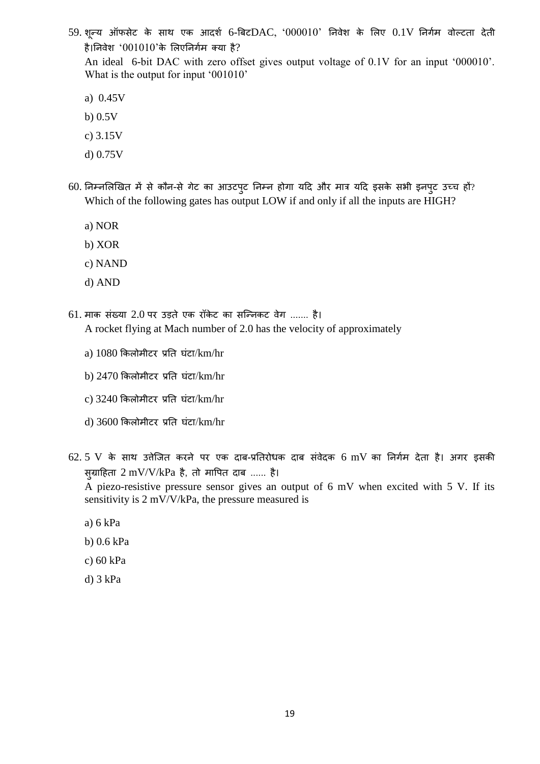59. शून्य ऑफसेट के साथ एक आदर्श 6-बिटDAC, '000010' निवेश के लिए 0.1V निर्गम वोल्टता देती है।निवेश '001010'के लिएनिर्गम क्या है?
An ideal 6-bit DAC with zero offset gives output voltage of 0.1V for an input '000010'. What is the output for input '001010'

   a) 0.45V
   b) 0.5V
   c) 3.15V
   d) 0.75V

60. निम्नलिखित में से कौन-से गेट का आउटपुट निम्न होगा यदि और मात्र यदि इसके सभी इनपुट उच्च हों?
Which of the following gates has output LOW if and only if all the inputs are HIGH?

   a) NOR
   b) XOR
   c) NAND
   d) AND

61. माक संख्या 2.0 पर उड़ते एक रॉकेट का सन्निकट वेग ....... है।
A rocket flying at Mach number of 2.0 has the velocity of approximately

   a) 1080 किलोमीटर प्रति घंटा/km/hr
   b) 2470 किलोमीटर प्रति घंटा/km/hr
   c) 3240 किलोमीटर प्रति घंटा/km/hr
   d) 3600 किलोमीटर प्रति घंटा/km/hr

62. 5 V के साथ उत्तेजित करने पर एक दाब-प्रतिरोधक दाब संवेदक 6 mV का निर्गम देता है। अगर इसकी सुग्राहिता 2 mV/V/kPa है, तो मापित दाब ...... है।
A piezo-resistive pressure sensor gives an output of 6 mV when excited with 5 V. If its sensitivity is 2 mV/V/kPa, the pressure measured is

   a) 6 kPa
   b) 0.6 kPa
   c) 60 kPa
   d) 3 kPa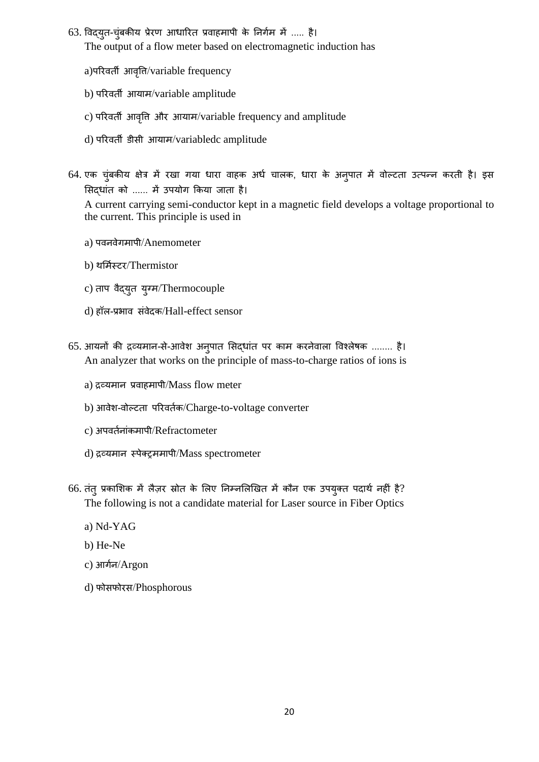63. विद्युत-चुंबकीय प्रेरण आधारित प्रवाहमापी के निर्गम में ..... है।
The output of a flow meter based on electromagnetic induction has

a)परिवर्ती आवृत्ति/variable frequency

b) परिवर्ती आयाम/variable amplitude

c) परिवर्ती आवृत्ति और आयाम/variable frequency and amplitude

d) परिवर्ती डीसी आयाम/variabledc amplitude

64. एक चुंबकीय क्षेत्र में रखा गया धारा वाहक अर्ध चालक, धारा के अनुपात में वोल्टता उत्पन्न करती है। इस सिद्धांत को ...... में उपयोग किया जाता है।
A current carrying semi-conductor kept in a magnetic field develops a voltage proportional to the current. This principle is used in

a) पवनवेगमापी/Anemometer

b) थर्मिस्टर/Thermistor

c) ताप वैद्युत युग्म/Thermocouple

d) हॉल-प्रभाव संवेदक/Hall-effect sensor

65. आयनों की द्रव्यमान-से-आवेश अनुपात सिद्धांत पर काम करनेवाला विश्लेषक ........ है।
An analyzer that works on the principle of mass-to-charge ratios of ions is

a) द्रव्यमान प्रवाहमापी/Mass flow meter

b) आवेश-वोल्टता परिवर्तक/Charge-to-voltage converter

c) अपवर्तनांकमापी/Refractometer

d) द्रव्यमान स्पेक्ट्रममापी/Mass spectrometer

66. तंतु प्रकाशिक में लैज़र स्रोत के लिए निम्नलिखित में कौन एक उपयुक्त पदार्थ नहीं है?
The following is not a candidate material for Laser source in Fiber Optics

a) Nd-YAG

b) He-Ne

c) आर्गन/Argon

d) फोसफोरस/Phosphorous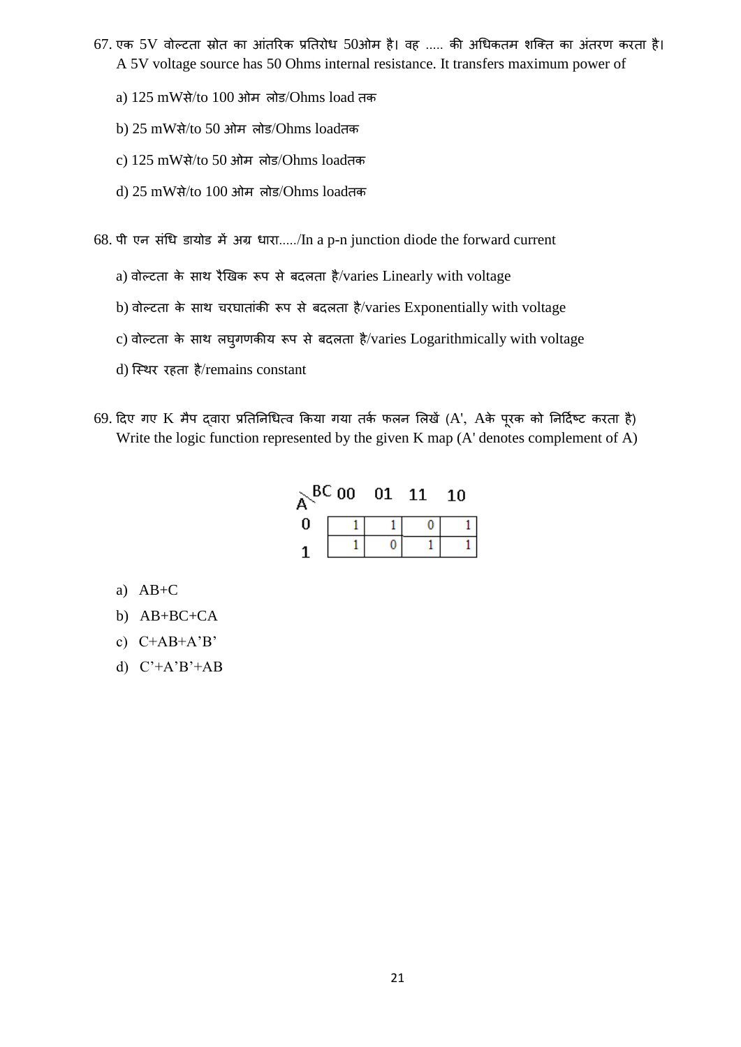67. एक 5V वोल्टता स्रोत का आंतरिक प्रतिरोध 50ओम है। वह ..... की अधिकतम शक्ति का अंतरण करता है। A 5V voltage source has 50 Ohms internal resistance. It transfers maximum power of

a) 125 mWसे/to 100 ओम लोड/Ohms load तक

b) 25 mWसे/to 50 ओम लोड/Ohms loadतक

c) 125 mWसे/to 50 ओम लोड/Ohms loadतक

d) 25 mWसे/to 100 ओम लोड/Ohms loadतक

68. पी एन संधि डायोड में अग्र धारा...../In a p-n junction diode the forward current

a) वोल्टता के साथ रैखिक रूप से बदलता है/varies Linearly with voltage

b) वोल्टता के साथ चरघातांकी रूप से बदलता है/varies Exponentially with voltage

c) वोल्टता के साथ लघुगणकीय रूप से बदलता है/varies Logarithmically with voltage

d) स्थिर रहता है/remains constant

69. दिए गए K मैप द्वारा प्रतिनिधित्व किया गया तर्क फलन लिखें (A', Aके पूरक को निर्दिष्ट करता है) Write the logic function represented by the given K map (A' denotes complement of A)

| A \ BC | 00 | 01 | 11 | 10 |
|---|---|---|---|---|
| 0 | 1 | 1 | 0 | 1 |
| 1 | 1 | 0 | 1 | 1 |

a) AB+C

b) AB+BC+CA

c) C+AB+A'B'

d) C'+A'B'+AB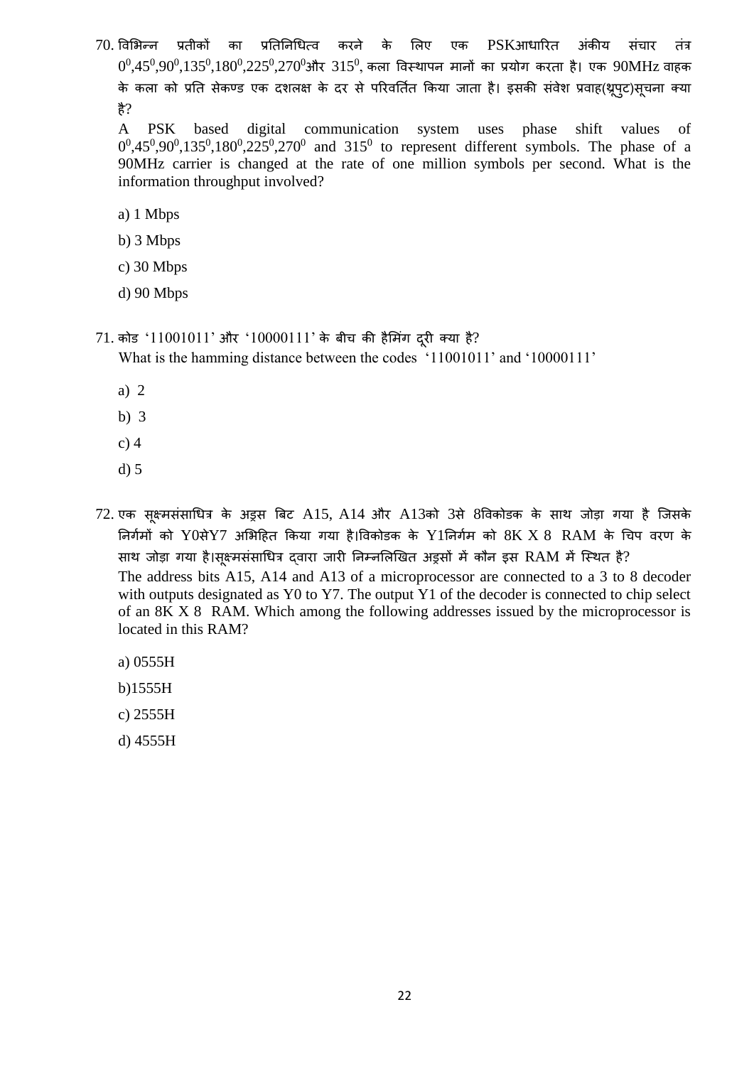70. विभिन्न प्रतीकों का प्रतिनिधित्व करने के लिए एक PSKआधारित अंकीय संचार तंत्र $0^0$,$45^0$,$90^0$,$135^0$,$180^0$,$225^0$,$270^0$और $315^0$, कला विस्थापन मानों का प्रयोग करता है। एक 90MHz वाहक के कला को प्रति सेकण्ड एक दशलक्ष के दर से परिवर्तित किया जाता है। इसकी संवेश प्रवाह(थ्रूपुट)सूचना क्या है?

A PSK based digital communication system uses phase shift values of $0^0$,$45^0$,$90^0$,$135^0$,$180^0$,$225^0$,$270^0$ and $315^0$ to represent different symbols. The phase of a 90MHz carrier is changed at the rate of one million symbols per second. What is the information throughput involved?

a) 1 Mbps

b) 3 Mbps

c) 30 Mbps

d) 90 Mbps

71. कोड '11001011' और '10000111' के बीच की हैमिंग दूरी क्या है?

What is the hamming distance between the codes '11001011' and '10000111'

a) 2

b) 3

c) 4

d) 5

72. एक सूक्ष्मसंसाधित्र के अड्रस बिट A15, A14 और A13को 3से 8विकोडक के साथ जोड़ा गया है जिसके निर्गमों को Y0सेY7 अभिहित किया गया है।विकोडक के Y1निर्गम को 8K X 8 RAM के चिप वरण के साथ जोड़ा गया है।सूक्ष्मसंसाधित्र द्वारा जारी निम्नलिखित अड्रसों में कौन इस RAM में स्थित है?

The address bits A15, A14 and A13 of a microprocessor are connected to a 3 to 8 decoder with outputs designated as Y0 to Y7. The output Y1 of the decoder is connected to chip select of an 8K X 8 RAM. Which among the following addresses issued by the microprocessor is located in this RAM?

a) 0555H

b)1555H

c) 2555H

d) 4555H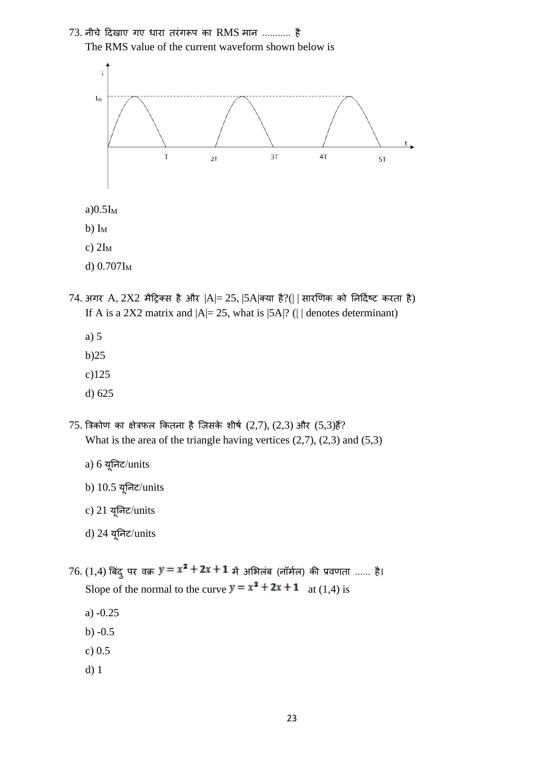73. नीचे दिखाए गए धारा तरंगरूप का RMS मान ........... है

The RMS value of the current waveform shown below is

a) $0.5I_M$

b) $I_M$

c) $2I_M$

d) $0.707I_M$

74. अगर A, 2X2 मैट्रिक्स है और |A|= 25, |5A|क्या है?(| | सारणिक को निर्दिष्ट करता है)

If A is a 2X2 matrix and |A|= 25, what is |5A|? (| | denotes determinant)

a) 5

b) 25

c) 125

d) 625

75. त्रिकोण का क्षेत्रफल कितना है जिसके शीर्ष (2,7), (2,3) और (5,3)हैं?

What is the area of the triangle having vertices (2,7), (2,3) and (5,3)

a) 6 यूनिट/units

b) 10.5 यूनिट/units

c) 21 यूनिट/units

d) 24 यूनिट/units

76. (1,4) बिंदु पर वक्र $y = x^2 + 2x + 1$ में अभिलंब (नॉर्मल) की प्रवणता ...... है।

Slope of the normal to the curve $y = x^2 + 2x + 1$ at (1,4) is

a) -0.25

b) -0.5

c) 0.5

d) 1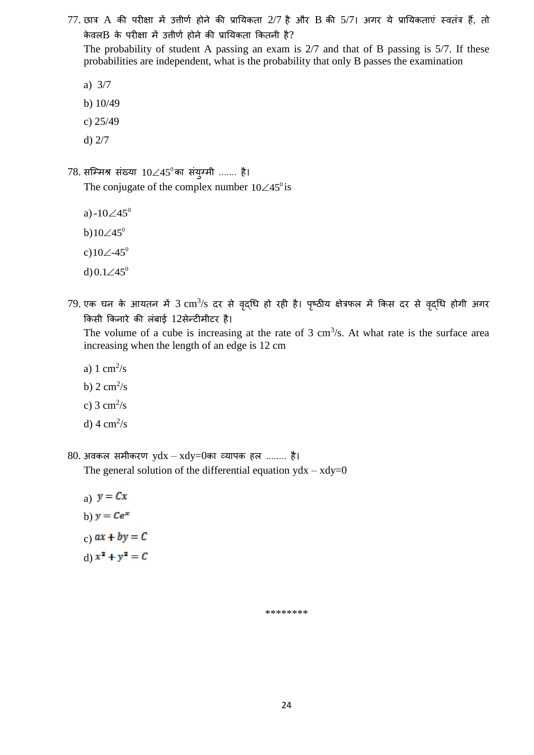77. छात्र A की परीक्षा में उत्तीर्ण होने की प्रायिकता 2/7 है और B की 5/7। अगर ये प्रायिकताएं स्वतंत्र हैं, तो केवलB के परीक्षा में उत्तीर्ण होने की प्रायिकता कितनी है?

The probability of student A passing an exam is 2/7 and that of B passing is 5/7. If these probabilities are independent, what is the probability that only B passes the examination

a) 3/7

b) 10/49

c) 25/49

d) 2/7

78. सम्मिश्र संख्या $10\angle 45^0$ का संयुग्मी ....... है।

The conjugate of the complex number $10\angle 45^0$ is

a) $-10\angle 45^0$

b) $10\angle 45^0$

c) $10\angle -45^0$

d) $0.1\angle 45^0$

79. एक घन के आयतन में 3 $cm^3/s$ दर से वृद्धि हो रही है। पृष्ठीय क्षेत्रफल में किस दर से वृद्धि होगी अगर किसी किनारे की लंबाई 12सेन्टीमीटर है।

The volume of a cube is increasing at the rate of 3 $cm^3/s$. At what rate is the surface area increasing when the length of an edge is 12 cm

a) 1 $cm^2/s$

b) 2 $cm^2/s$

c) 3 $cm^2/s$

d) 4 $cm^2/s$

80. अवकल समीकरण ydx – xdy=0का व्यापक हल ........ है।

The general solution of the differential equation ydx – xdy=0

a) $y = Cx$

b) $y = Ce^x$

c) $ax + by = C$

d) $x^2 + y^2 = C$

********